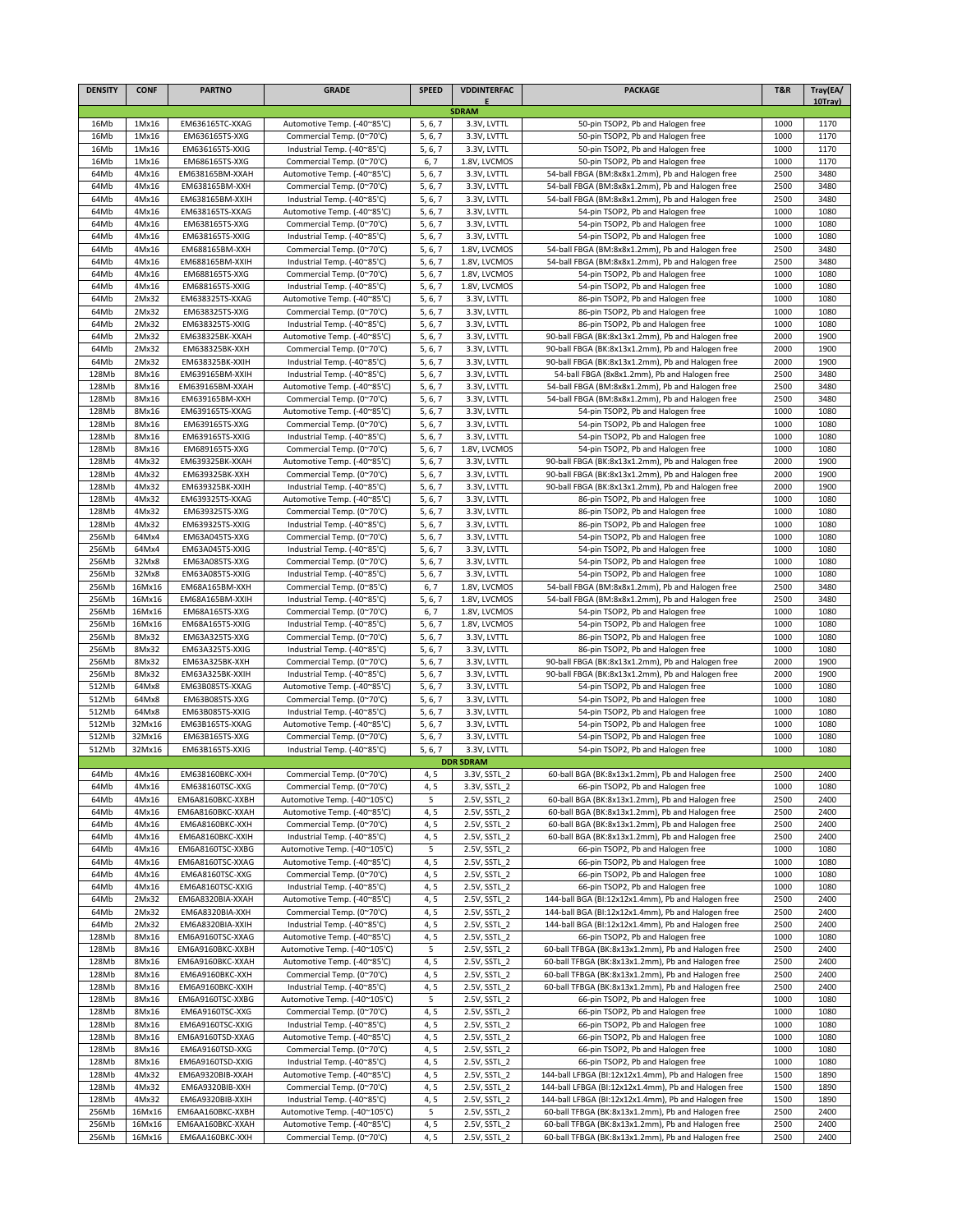| DENSITY | CONF | PARTNO | GRADE | SPEED | VDDINTERFACE | PACKAGE | T&R | Tray(EA/10Tray) |
|---|---|---|---|---|---|---|---|---|
| **SDRAM** | | | | | | | | |
| 16Mb | 1Mx16 | EM636165TC-XXAG | Automotive Temp. (-40~85'C) | 5, 6, 7 | 3.3V, LVTTL | 50-pin TSOP2, Pb and Halogen free | 1000 | 1170 |
| 16Mb | 1Mx16 | EM636165TS-XXG | Commercial Temp. (0~70'C) | 5, 6, 7 | 3.3V, LVTTL | 50-pin TSOP2, Pb and Halogen free | 1000 | 1170 |
| 16Mb | 1Mx16 | EM636165TS-XXIG | Industrial Temp. (-40~85'C) | 5, 6, 7 | 3.3V, LVTTL | 50-pin TSOP2, Pb and Halogen free | 1000 | 1170 |
| 16Mb | 1Mx16 | EM686165TS-XXG | Commercial Temp. (0~70'C) | 6, 7 | 1.8V, LVCMOS | 50-pin TSOP2, Pb and Halogen free | 1000 | 1170 |
| 64Mb | 4Mx16 | EM638165BM-XXAH | Automotive Temp. (-40~85'C) | 5, 6, 7 | 3.3V, LVTTL | 54-ball FBGA (BM:8x8x1.2mm), Pb and Halogen free | 2500 | 3480 |
| 64Mb | 4Mx16 | EM638165BM-XXH | Commercial Temp. (0~70'C) | 5, 6, 7 | 3.3V, LVTTL | 54-ball FBGA (BM:8x8x1.2mm), Pb and Halogen free | 2500 | 3480 |
| 64Mb | 4Mx16 | EM638165BM-XXIH | Industrial Temp. (-40~85'C) | 5, 6, 7 | 3.3V, LVTTL | 54-ball FBGA (BM:8x8x1.2mm), Pb and Halogen free | 2500 | 3480 |
| 64Mb | 4Mx16 | EM638165TS-XXAG | Automotive Temp. (-40~85'C) | 5, 6, 7 | 3.3V, LVTTL | 54-pin TSOP2, Pb and Halogen free | 1000 | 1080 |
| 64Mb | 4Mx16 | EM638165TS-XXG | Commercial Temp. (0~70'C) | 5, 6, 7 | 3.3V, LVTTL | 54-pin TSOP2, Pb and Halogen free | 1000 | 1080 |
| 64Mb | 4Mx16 | EM638165TS-XXIG | Industrial Temp. (-40~85'C) | 5, 6, 7 | 3.3V, LVTTL | 54-pin TSOP2, Pb and Halogen free | 1000 | 1080 |
| 64Mb | 4Mx16 | EM688165BM-XXH | Commercial Temp. (0~70'C) | 5, 6, 7 | 1.8V, LVCMOS | 54-ball FBGA (BM:8x8x1.2mm), Pb and Halogen free | 2500 | 3480 |
| 64Mb | 4Mx16 | EM688165BM-XXIH | Industrial Temp. (-40~85'C) | 5, 6, 7 | 1.8V, LVCMOS | 54-ball FBGA (BM:8x8x1.2mm), Pb and Halogen free | 2500 | 3480 |
| 64Mb | 4Mx16 | EM688165TS-XXG | Commercial Temp. (0~70'C) | 5, 6, 7 | 1.8V, LVCMOS | 54-pin TSOP2, Pb and Halogen free | 1000 | 1080 |
| 64Mb | 4Mx16 | EM688165TS-XXIG | Industrial Temp. (-40~85'C) | 5, 6, 7 | 1.8V, LVCMOS | 54-pin TSOP2, Pb and Halogen free | 1000 | 1080 |
| 64Mb | 2Mx32 | EM638325TS-XXAG | Automotive Temp. (-40~85'C) | 5, 6, 7 | 3.3V, LVTTL | 86-pin TSOP2, Pb and Halogen free | 1000 | 1080 |
| 64Mb | 2Mx32 | EM638325TS-XXG | Commercial Temp. (0~70'C) | 5, 6, 7 | 3.3V, LVTTL | 86-pin TSOP2, Pb and Halogen free | 1000 | 1080 |
| 64Mb | 2Mx32 | EM638325TS-XXIG | Industrial Temp. (-40~85'C) | 5, 6, 7 | 3.3V, LVTTL | 86-pin TSOP2, Pb and Halogen free | 1000 | 1080 |
| 64Mb | 2Mx32 | EM638325BK-XXAH | Automotive Temp. (-40~85'C) | 5, 6, 7 | 3.3V, LVTTL | 90-ball FBGA (BK:8x13x1.2mm), Pb and Halogen free | 2000 | 1900 |
| 64Mb | 2Mx32 | EM638325BK-XXH | Commercial Temp. (0~70'C) | 5, 6, 7 | 3.3V, LVTTL | 90-ball FBGA (BK:8x13x1.2mm), Pb and Halogen free | 2000 | 1900 |
| 64Mb | 2Mx32 | EM638325BK-XXIH | Industrial Temp. (-40~85'C) | 5, 6, 7 | 3.3V, LVTTL | 90-ball FBGA (BK:8x13x1.2mm), Pb and Halogen free | 2000 | 1900 |
| 128Mb | 8Mx16 | EM639165BM-XXIH | Industrial Temp. (-40~85'C) | 5, 6, 7 | 3.3V, LVTTL | 54-ball FBGA (8x8x1.2mm), Pb and Halogen free | 2500 | 3480 |
| 128Mb | 8Mx16 | EM639165BM-XXAH | Automotive Temp. (-40~85'C) | 5, 6, 7 | 3.3V, LVTTL | 54-ball FBGA (BM:8x8x1.2mm), Pb and Halogen free | 2500 | 3480 |
| 128Mb | 8Mx16 | EM639165BM-XXH | Commercial Temp. (0~70'C) | 5, 6, 7 | 3.3V, LVTTL | 54-ball FBGA (BM:8x8x1.2mm), Pb and Halogen free | 2500 | 3480 |
| 128Mb | 8Mx16 | EM639165TS-XXAG | Automotive Temp. (-40~85'C) | 5, 6, 7 | 3.3V, LVTTL | 54-pin TSOP2, Pb and Halogen free | 1000 | 1080 |
| 128Mb | 8Mx16 | EM639165TS-XXG | Commercial Temp. (0~70'C) | 5, 6, 7 | 3.3V, LVTTL | 54-pin TSOP2, Pb and Halogen free | 1000 | 1080 |
| 128Mb | 8Mx16 | EM639165TS-XXIG | Industrial Temp. (-40~85'C) | 5, 6, 7 | 3.3V, LVTTL | 54-pin TSOP2, Pb and Halogen free | 1000 | 1080 |
| 128Mb | 8Mx16 | EM689165TS-XXG | Commercial Temp. (0~70'C) | 5, 6, 7 | 1.8V, LVCMOS | 54-pin TSOP2, Pb and Halogen free | 1000 | 1080 |
| 128Mb | 4Mx32 | EM639325BK-XXAH | Automotive Temp. (-40~85'C) | 5, 6, 7 | 3.3V, LVTTL | 90-ball FBGA (BK:8x13x1.2mm), Pb and Halogen free | 2000 | 1900 |
| 128Mb | 4Mx32 | EM639325BK-XXH | Commercial Temp. (0~70'C) | 5, 6, 7 | 3.3V, LVTTL | 90-ball FBGA (BK:8x13x1.2mm), Pb and Halogen free | 2000 | 1900 |
| 128Mb | 4Mx32 | EM639325BK-XXIH | Industrial Temp. (-40~85'C) | 5, 6, 7 | 3.3V, LVTTL | 90-ball FBGA (BK:8x13x1.2mm), Pb and Halogen free | 2000 | 1900 |
| 128Mb | 4Mx32 | EM639325TS-XXAG | Automotive Temp. (-40~85'C) | 5, 6, 7 | 3.3V, LVTTL | 86-pin TSOP2, Pb and Halogen free | 1000 | 1080 |
| 128Mb | 4Mx32 | EM639325TS-XXG | Commercial Temp. (0~70'C) | 5, 6, 7 | 3.3V, LVTTL | 86-pin TSOP2, Pb and Halogen free | 1000 | 1080 |
| 128Mb | 4Mx32 | EM639325TS-XXIG | Industrial Temp. (-40~85'C) | 5, 6, 7 | 3.3V, LVTTL | 86-pin TSOP2, Pb and Halogen free | 1000 | 1080 |
| 256Mb | 64Mx4 | EM63A045TS-XXG | Commercial Temp. (0~70'C) | 5, 6, 7 | 3.3V, LVTTL | 54-pin TSOP2, Pb and Halogen free | 1000 | 1080 |
| 256Mb | 64Mx4 | EM63A045TS-XXIG | Industrial Temp. (-40~85'C) | 5, 6, 7 | 3.3V, LVTTL | 54-pin TSOP2, Pb and Halogen free | 1000 | 1080 |
| 256Mb | 32Mx8 | EM63A085TS-XXG | Commercial Temp. (0~70'C) | 5, 6, 7 | 3.3V, LVTTL | 54-pin TSOP2, Pb and Halogen free | 1000 | 1080 |
| 256Mb | 32Mx8 | EM63A085TS-XXIG | Industrial Temp. (-40~85'C) | 5, 6, 7 | 3.3V, LVTTL | 54-pin TSOP2, Pb and Halogen free | 1000 | 1080 |
| 256Mb | 16Mx16 | EM68A165BM-XXH | Commercial Temp. (0~85'C) | 6, 7 | 1.8V, LVCMOS | 54-ball FBGA (BM:8x8x1.2mm), Pb and Halogen free | 2500 | 3480 |
| 256Mb | 16Mx16 | EM68A165BM-XXIH | Industrial Temp. (-40~85'C) | 5, 6, 7 | 1.8V, LVCMOS | 54-ball FBGA (BM:8x8x1.2mm), Pb and Halogen free | 2500 | 3480 |
| 256Mb | 16Mx16 | EM68A165TS-XXG | Commercial Temp. (0~70'C) | 6, 7 | 1.8V, LVCMOS | 54-pin TSOP2, Pb and Halogen free | 1000 | 1080 |
| 256Mb | 16Mx16 | EM68A165TS-XXIG | Industrial Temp. (-40~85'C) | 5, 6, 7 | 1.8V, LVCMOS | 54-pin TSOP2, Pb and Halogen free | 1000 | 1080 |
| 256Mb | 8Mx32 | EM63A325TS-XXG | Commercial Temp. (0~70'C) | 5, 6, 7 | 3.3V, LVTTL | 86-pin TSOP2, Pb and Halogen free | 1000 | 1080 |
| 256Mb | 8Mx32 | EM63A325TS-XXIG | Industrial Temp. (-40~85'C) | 5, 6, 7 | 3.3V, LVTTL | 86-pin TSOP2, Pb and Halogen free | 1000 | 1080 |
| 256Mb | 8Mx32 | EM63A325BK-XXH | Commercial Temp. (0~70'C) | 5, 6, 7 | 3.3V, LVTTL | 90-ball FBGA (BK:8x13x1.2mm), Pb and Halogen free | 2000 | 1900 |
| 256Mb | 8Mx32 | EM63A325BK-XXIH | Industrial Temp. (-40~85'C) | 5, 6, 7 | 3.3V, LVTTL | 90-ball FBGA (BK:8x13x1.2mm), Pb and Halogen free | 2000 | 1900 |
| 512Mb | 64Mx8 | EM63B085TS-XXAG | Automotive Temp. (-40~85'C) | 5, 6, 7 | 3.3V, LVTTL | 54-pin TSOP2, Pb and Halogen free | 1000 | 1080 |
| 512Mb | 64Mx8 | EM63B085TS-XXG | Commercial Temp. (0~70'C) | 5, 6, 7 | 3.3V, LVTTL | 54-pin TSOP2, Pb and Halogen free | 1000 | 1080 |
| 512Mb | 64Mx8 | EM63B085TS-XXIG | Industrial Temp. (-40~85'C) | 5, 6, 7 | 3.3V, LVTTL | 54-pin TSOP2, Pb and Halogen free | 1000 | 1080 |
| 512Mb | 32Mx16 | EM63B165TS-XXAG | Automotive Temp. (-40~85'C) | 5, 6, 7 | 3.3V, LVTTL | 54-pin TSOP2, Pb and Halogen free | 1000 | 1080 |
| 512Mb | 32Mx16 | EM63B165TS-XXG | Commercial Temp. (0~70'C) | 5, 6, 7 | 3.3V, LVTTL | 54-pin TSOP2, Pb and Halogen free | 1000 | 1080 |
| 512Mb | 32Mx16 | EM63B165TS-XXIG | Industrial Temp. (-40~85'C) | 5, 6, 7 | 3.3V, LVTTL | 54-pin TSOP2, Pb and Halogen free | 1000 | 1080 |
| **DDR SDRAM** | | | | | | | | |
| 64Mb | 4Mx16 | EM638160BKC-XXH | Commercial Temp. (0~70'C) | 4, 5 | 3.3V, SSTL_2 | 60-ball BGA (BK:8x13x1.2mm), Pb and Halogen free | 2500 | 2400 |
| 64Mb | 4Mx16 | EM638160TSC-XXG | Commercial Temp. (0~70'C) | 4, 5 | 3.3V, SSTL_2 | 66-pin TSOP2, Pb and Halogen free | 1000 | 1080 |
| 64Mb | 4Mx16 | EM6A8160BKC-XXBH | Automotive Temp. (-40~105'C) | 5 | 2.5V, SSTL_2 | 60-ball BGA (BK:8x13x1.2mm), Pb and Halogen free | 2500 | 2400 |
| 64Mb | 4Mx16 | EM6A8160BKC-XXAH | Automotive Temp. (-40~85'C) | 4, 5 | 2.5V, SSTL_2 | 60-ball BGA (BK:8x13x1.2mm), Pb and Halogen free | 2500 | 2400 |
| 64Mb | 4Mx16 | EM6A8160BKC-XXH | Commercial Temp. (0~70'C) | 4, 5 | 2.5V, SSTL_2 | 60-ball BGA (BK:8x13x1.2mm), Pb and Halogen free | 2500 | 2400 |
| 64Mb | 4Mx16 | EM6A8160BKC-XXIH | Industrial Temp. (-40~85'C) | 4, 5 | 2.5V, SSTL_2 | 60-ball BGA (BK:8x13x1.2mm), Pb and Halogen free | 2500 | 2400 |
| 64Mb | 4Mx16 | EM6A8160TSC-XXBG | Automotive Temp. (-40~105'C) | 5 | 2.5V, SSTL_2 | 66-pin TSOP2, Pb and Halogen free | 1000 | 1080 |
| 64Mb | 4Mx16 | EM6A8160TSC-XXAG | Automotive Temp. (-40~85'C) | 4, 5 | 2.5V, SSTL_2 | 66-pin TSOP2, Pb and Halogen free | 1000 | 1080 |
| 64Mb | 4Mx16 | EM6A8160TSC-XXG | Commercial Temp. (0~70'C) | 4, 5 | 2.5V, SSTL_2 | 66-pin TSOP2, Pb and Halogen free | 1000 | 1080 |
| 64Mb | 4Mx16 | EM6A8160TSC-XXIG | Industrial Temp. (-40~85'C) | 4, 5 | 2.5V, SSTL_2 | 66-pin TSOP2, Pb and Halogen free | 1000 | 1080 |
| 64Mb | 2Mx32 | EM6A8320BIA-XXAH | Automotive Temp. (-40~85'C) | 4, 5 | 2.5V, SSTL_2 | 144-ball BGA (BI:12x12x1.4mm), Pb and Halogen free | 2500 | 2400 |
| 64Mb | 2Mx32 | EM6A8320BIA-XXH | Commercial Temp. (0~70'C) | 4, 5 | 2.5V, SSTL_2 | 144-ball BGA (BI:12x12x1.4mm), Pb and Halogen free | 2500 | 2400 |
| 64Mb | 2Mx32 | EM6A8320BIA-XXIH | Industrial Temp. (-40~85'C) | 4, 5 | 2.5V, SSTL_2 | 144-ball BGA (BI:12x12x1.4mm), Pb and Halogen free | 2500 | 2400 |
| 128Mb | 8Mx16 | EM6A9160TSC-XXAG | Automotive Temp. (-40~85'C) | 4, 5 | 2.5V, SSTL_2 | 66-pin TSOP2, Pb and Halogen free | 1000 | 1080 |
| 128Mb | 8Mx16 | EM6A9160BKC-XXBH | Automotive Temp. (-40~105'C) | 5 | 2.5V, SSTL_2 | 60-ball TFBGA (BK:8x13x1.2mm), Pb and Halogen free | 2500 | 2400 |
| 128Mb | 8Mx16 | EM6A9160BKC-XXAH | Automotive Temp. (-40~85'C) | 4, 5 | 2.5V, SSTL_2 | 60-ball TFBGA (BK:8x13x1.2mm), Pb and Halogen free | 2500 | 2400 |
| 128Mb | 8Mx16 | EM6A9160BKC-XXH | Commercial Temp. (0~70'C) | 4, 5 | 2.5V, SSTL_2 | 60-ball TFBGA (BK:8x13x1.2mm), Pb and Halogen free | 2500 | 2400 |
| 128Mb | 8Mx16 | EM6A9160BKC-XXIH | Industrial Temp. (-40~85'C) | 4, 5 | 2.5V, SSTL_2 | 60-ball TFBGA (BK:8x13x1.2mm), Pb and Halogen free | 2500 | 2400 |
| 128Mb | 8Mx16 | EM6A9160TSC-XXBG | Automotive Temp. (-40~105'C) | 5 | 2.5V, SSTL_2 | 66-pin TSOP2, Pb and Halogen free | 1000 | 1080 |
| 128Mb | 8Mx16 | EM6A9160TSC-XXG | Commercial Temp. (0~70'C) | 4, 5 | 2.5V, SSTL_2 | 66-pin TSOP2, Pb and Halogen free | 1000 | 1080 |
| 128Mb | 8Mx16 | EM6A9160TSC-XXIG | Industrial Temp. (-40~85'C) | 4, 5 | 2.5V, SSTL_2 | 66-pin TSOP2, Pb and Halogen free | 1000 | 1080 |
| 128Mb | 8Mx16 | EM6A9160TSD-XXAG | Automotive Temp. (-40~85'C) | 4, 5 | 2.5V, SSTL_2 | 66-pin TSOP2, Pb and Halogen free | 1000 | 1080 |
| 128Mb | 8Mx16 | EM6A9160TSD-XXG | Commercial Temp. (0~70'C) | 4, 5 | 2.5V, SSTL_2 | 66-pin TSOP2, Pb and Halogen free | 1000 | 1080 |
| 128Mb | 8Mx16 | EM6A9160TSD-XXIG | Industrial Temp. (-40~85'C) | 4, 5 | 2.5V, SSTL_2 | 66-pin TSOP2, Pb and Halogen free | 1000 | 1080 |
| 128Mb | 4Mx32 | EM6A9320BIB-XXAH | Automotive Temp. (-40~85'C) | 4, 5 | 2.5V, SSTL_2 | 144-ball LFBGA (BI:12x12x1.4mm), Pb and Halogen free | 1500 | 1890 |
| 128Mb | 4Mx32 | EM6A9320BIB-XXH | Commercial Temp. (0~70'C) | 4, 5 | 2.5V, SSTL_2 | 144-ball LFBGA (BI:12x12x1.4mm), Pb and Halogen free | 1500 | 1890 |
| 128Mb | 4Mx32 | EM6A9320BIB-XXIH | Industrial Temp. (-40~85'C) | 4, 5 | 2.5V, SSTL_2 | 144-ball LFBGA (BI:12x12x1.4mm), Pb and Halogen free | 1500 | 1890 |
| 256Mb | 16Mx16 | EM6AA160BKC-XXBH | Automotive Temp. (-40~105'C) | 5 | 2.5V, SSTL_2 | 60-ball TFBGA (BK:8x13x1.2mm), Pb and Halogen free | 2500 | 2400 |
| 256Mb | 16Mx16 | EM6AA160BKC-XXAH | Automotive Temp. (-40~85'C) | 4, 5 | 2.5V, SSTL_2 | 60-ball TFBGA (BK:8x13x1.2mm), Pb and Halogen free | 2500 | 2400 |
| 256Mb | 16Mx16 | EM6AA160BKC-XXH | Commercial Temp. (0~70'C) | 4, 5 | 2.5V, SSTL_2 | 60-ball TFBGA (BK:8x13x1.2mm), Pb and Halogen free | 2500 | 2400 |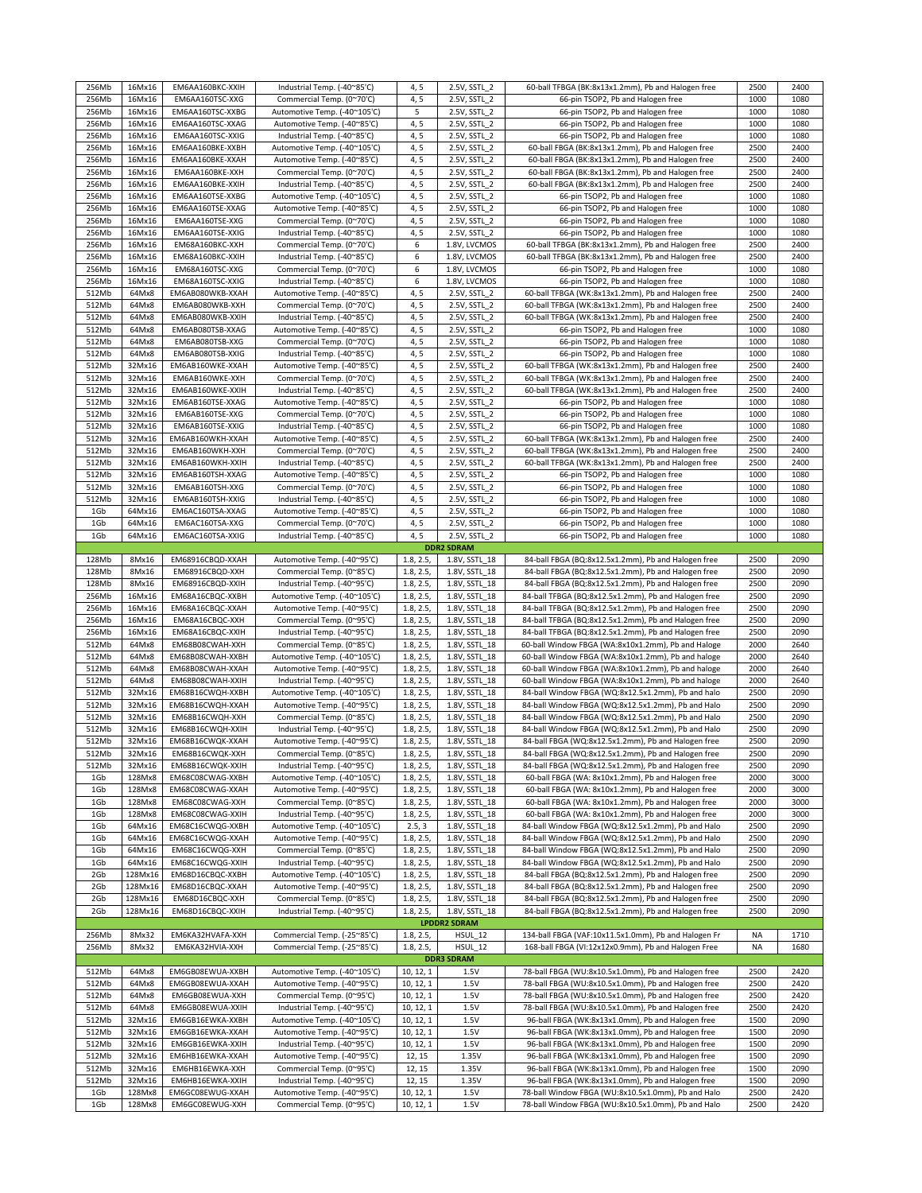| | | | | | | | | |
|---|---|---|---|---|---|---|---|---|
| 256Mb | 16Mx16 | EM6AA160BKC-XXIH | Industrial Temp. (-40~85'C) | 4, 5 | 2.5V, SSTL_2 | 60-ball TFBGA (BK:8x13x1.2mm), Pb and Halogen free | 2500 | 2400 |
| 256Mb | 16Mx16 | EM6AA160TSC-XXG | Commercial Temp. (0~70'C) | 4, 5 | 2.5V, SSTL_2 | 66-pin TSOP2, Pb and Halogen free | 1000 | 1080 |
| 256Mb | 16Mx16 | EM6AA160TSC-XXBG | Automotive Temp. (-40~105'C) | 5 | 2.5V, SSTL_2 | 66-pin TSOP2, Pb and Halogen free | 1000 | 1080 |
| 256Mb | 16Mx16 | EM6AA160TSC-XXAG | Automotive Temp. (-40~85'C) | 4, 5 | 2.5V, SSTL_2 | 66-pin TSOP2, Pb and Halogen free | 1000 | 1080 |
| 256Mb | 16Mx16 | EM6AA160TSC-XXIG | Industrial Temp. (-40~85'C) | 4, 5 | 2.5V, SSTL_2 | 66-pin TSOP2, Pb and Halogen free | 1000 | 1080 |
| 256Mb | 16Mx16 | EM6AA160BKE-XXBH | Automotive Temp. (-40~105'C) | 4, 5 | 2.5V, SSTL_2 | 60-ball FBGA (BK:8x13x1.2mm), Pb and Halogen free | 2500 | 2400 |
| 256Mb | 16Mx16 | EM6AA160BKE-XXAH | Automotive Temp. (-40~85'C) | 4, 5 | 2.5V, SSTL_2 | 60-ball FBGA (BK:8x13x1.2mm), Pb and Halogen free | 2500 | 2400 |
| 256Mb | 16Mx16 | EM6AA160BKE-XXH | Commercial Temp. (0~70'C) | 4, 5 | 2.5V, SSTL_2 | 60-ball FBGA (BK:8x13x1.2mm), Pb and Halogen free | 2500 | 2400 |
| 256Mb | 16Mx16 | EM6AA160BKE-XXIH | Industrial Temp. (-40~85'C) | 4, 5 | 2.5V, SSTL_2 | 60-ball FBGA (BK:8x13x1.2mm), Pb and Halogen free | 2500 | 2400 |
| 256Mb | 16Mx16 | EM6AA160TSE-XXBG | Automotive Temp. (-40~105'C) | 4, 5 | 2.5V, SSTL_2 | 66-pin TSOP2, Pb and Halogen free | 1000 | 1080 |
| 256Mb | 16Mx16 | EM6AA160TSE-XXAG | Automotive Temp. (-40~85'C) | 4, 5 | 2.5V, SSTL_2 | 66-pin TSOP2, Pb and Halogen free | 1000 | 1080 |
| 256Mb | 16Mx16 | EM6AA160TSE-XXG | Commercial Temp. (0~70'C) | 4, 5 | 2.5V, SSTL_2 | 66-pin TSOP2, Pb and Halogen free | 1000 | 1080 |
| 256Mb | 16Mx16 | EM6AA160TSE-XXIG | Industrial Temp. (-40~85'C) | 4, 5 | 2.5V, SSTL_2 | 66-pin TSOP2, Pb and Halogen free | 1000 | 1080 |
| 256Mb | 16Mx16 | EM68A160BKC-XXH | Commercial Temp. (0~70'C) | 6 | 1.8V, LVCMOS | 60-ball TFBGA (BK:8x13x1.2mm), Pb and Halogen free | 2500 | 2400 |
| 256Mb | 16Mx16 | EM68A160BKC-XXIH | Industrial Temp. (-40~85'C) | 6 | 1.8V, LVCMOS | 60-ball TFBGA (BK:8x13x1.2mm), Pb and Halogen free | 2500 | 2400 |
| 256Mb | 16Mx16 | EM68A160TSC-XXG | Commercial Temp. (0~70'C) | 6 | 1.8V, LVCMOS | 66-pin TSOP2, Pb and Halogen free | 1000 | 1080 |
| 256Mb | 16Mx16 | EM68A160TSC-XXIG | Industrial Temp. (-40~85'C) | 6 | 1.8V, LVCMOS | 66-pin TSOP2, Pb and Halogen free | 1000 | 1080 |
| 512Mb | 64Mx8 | EM6AB080WKB-XXAH | Automotive Temp. (-40~85'C) | 4, 5 | 2.5V, SSTL_2 | 60-ball TFBGA (WK:8x13x1.2mm), Pb and Halogen free | 2500 | 2400 |
| 512Mb | 64Mx8 | EM6AB080WKB-XXH | Commercial Temp. (0~70'C) | 4, 5 | 2.5V, SSTL_2 | 60-ball TFBGA (WK:8x13x1.2mm), Pb and Halogen free | 2500 | 2400 |
| 512Mb | 64Mx8 | EM6AB080WKB-XXIH | Industrial Temp. (-40~85'C) | 4, 5 | 2.5V, SSTL_2 | 60-ball TFBGA (WK:8x13x1.2mm), Pb and Halogen free | 2500 | 2400 |
| 512Mb | 64Mx8 | EM6AB080TSB-XXAG | Automotive Temp. (-40~85'C) | 4, 5 | 2.5V, SSTL_2 | 66-pin TSOP2, Pb and Halogen free | 1000 | 1080 |
| 512Mb | 64Mx8 | EM6AB080TSB-XXG | Commercial Temp. (0~70'C) | 4, 5 | 2.5V, SSTL_2 | 66-pin TSOP2, Pb and Halogen free | 1000 | 1080 |
| 512Mb | 64Mx8 | EM6AB080TSB-XXIG | Industrial Temp. (-40~85'C) | 4, 5 | 2.5V, SSTL_2 | 66-pin TSOP2, Pb and Halogen free | 1000 | 1080 |
| 512Mb | 32Mx16 | EM6AB160WKE-XXAH | Automotive Temp. (-40~85'C) | 4, 5 | 2.5V, SSTL_2 | 60-ball TFBGA (WK:8x13x1.2mm), Pb and Halogen free | 2500 | 2400 |
| 512Mb | 32Mx16 | EM6AB160WKE-XXH | Commercial Temp. (0~70'C) | 4, 5 | 2.5V, SSTL_2 | 60-ball TFBGA (WK:8x13x1.2mm), Pb and Halogen free | 2500 | 2400 |
| 512Mb | 32Mx16 | EM6AB160WKE-XXIH | Industrial Temp. (-40~85'C) | 4, 5 | 2.5V, SSTL_2 | 60-ball TFBGA (WK:8x13x1.2mm), Pb and Halogen free | 2500 | 2400 |
| 512Mb | 32Mx16 | EM6AB160TSE-XXAG | Automotive Temp. (-40~85'C) | 4, 5 | 2.5V, SSTL_2 | 66-pin TSOP2, Pb and Halogen free | 1000 | 1080 |
| 512Mb | 32Mx16 | EM6AB160TSE-XXG | Commercial Temp. (0~70'C) | 4, 5 | 2.5V, SSTL_2 | 66-pin TSOP2, Pb and Halogen free | 1000 | 1080 |
| 512Mb | 32Mx16 | EM6AB160TSE-XXIG | Industrial Temp. (-40~85'C) | 4, 5 | 2.5V, SSTL_2 | 66-pin TSOP2, Pb and Halogen free | 1000 | 1080 |
| 512Mb | 32Mx16 | EM6AB160WKH-XXAH | Automotive Temp. (-40~85'C) | 4, 5 | 2.5V, SSTL_2 | 60-ball TFBGA (WK:8x13x1.2mm), Pb and Halogen free | 2500 | 2400 |
| 512Mb | 32Mx16 | EM6AB160WKH-XXH | Commercial Temp. (0~70'C) | 4, 5 | 2.5V, SSTL_2 | 60-ball TFBGA (WK:8x13x1.2mm), Pb and Halogen free | 2500 | 2400 |
| 512Mb | 32Mx16 | EM6AB160WKH-XXIH | Industrial Temp. (-40~85'C) | 4, 5 | 2.5V, SSTL_2 | 60-ball TFBGA (WK:8x13x1.2mm), Pb and Halogen free | 2500 | 2400 |
| 512Mb | 32Mx16 | EM6AB160TSH-XXAG | Automotive Temp. (-40~85'C) | 4, 5 | 2.5V, SSTL_2 | 66-pin TSOP2, Pb and Halogen free | 1000 | 1080 |
| 512Mb | 32Mx16 | EM6AB160TSH-XXG | Commercial Temp. (0~70'C) | 4, 5 | 2.5V, SSTL_2 | 66-pin TSOP2, Pb and Halogen free | 1000 | 1080 |
| 512Mb | 32Mx16 | EM6AB160TSH-XXIG | Industrial Temp. (-40~85'C) | 4, 5 | 2.5V, SSTL_2 | 66-pin TSOP2, Pb and Halogen free | 1000 | 1080 |
| 1Gb | 64Mx16 | EM6AC160TSA-XXAG | Automotive Temp. (-40~85'C) | 4, 5 | 2.5V, SSTL_2 | 66-pin TSOP2, Pb and Halogen free | 1000 | 1080 |
| 1Gb | 64Mx16 | EM6AC160TSA-XXG | Commercial Temp. (0~70'C) | 4, 5 | 2.5V, SSTL_2 | 66-pin TSOP2, Pb and Halogen free | 1000 | 1080 |
| 1Gb | 64Mx16 | EM6AC160TSA-XXIG | Industrial Temp. (-40~85'C) | 4, 5 | 2.5V, SSTL_2 | 66-pin TSOP2, Pb and Halogen free | 1000 | 1080 |
| | | | | | **DDR2 SDRAM** | | | |
| 128Mb | 8Mx16 | EM68916CBQD-XXAH | Automotive Temp. (-40~95'C) | 1.8, 2.5, | 1.8V, SSTL_18 | 84-ball FBGA (BQ:8x12.5x1.2mm), Pb and Halogen free | 2500 | 2090 |
| 128Mb | 8Mx16 | EM68916CBQD-XXH | Commercial Temp. (0~85'C) | 1.8, 2.5, | 1.8V, SSTL_18 | 84-ball FBGA (BQ:8x12.5x1.2mm), Pb and Halogen free | 2500 | 2090 |
| 128Mb | 8Mx16 | EM68916CBQD-XXIH | Industrial Temp. (-40~95'C) | 1.8, 2.5, | 1.8V, SSTL_18 | 84-ball FBGA (BQ:8x12.5x1.2mm), Pb and Halogen free | 2500 | 2090 |
| 256Mb | 16Mx16 | EM68A16CBQC-XXBH | Automotive Temp. (-40~105'C) | 1.8, 2.5, | 1.8V, SSTL_18 | 84-ball TFBGA (BQ:8x12.5x1.2mm), Pb and Halogen free | 2500 | 2090 |
| 256Mb | 16Mx16 | EM68A16CBQC-XXAH | Automotive Temp. (-40~95'C) | 1.8, 2.5, | 1.8V, SSTL_18 | 84-ball TFBGA (BQ:8x12.5x1.2mm), Pb and Halogen free | 2500 | 2090 |
| 256Mb | 16Mx16 | EM68A16CBQC-XXH | Commercial Temp. (0~95'C) | 1.8, 2.5, | 1.8V, SSTL_18 | 84-ball TFBGA (BQ:8x12.5x1.2mm), Pb and Halogen free | 2500 | 2090 |
| 256Mb | 16Mx16 | EM68A16CBQC-XXIH | Industrial Temp. (-40~95'C) | 1.8, 2.5, | 1.8V, SSTL_18 | 84-ball TFBGA (BQ:8x12.5x1.2mm), Pb and Halogen free | 2500 | 2090 |
| 512Mb | 64Mx8 | EM68B08CWAH-XXH | Commercial Temp. (0~85'C) | 1.8, 2.5, | 1.8V, SSTL_18 | 60-ball Window FBGA (WA:8x10x1.2mm), Pb and Haloge | 2000 | 2640 |
| 512Mb | 64Mx8 | EM68B08CWAH-XXBH | Automotive Temp. (-40~105'C) | 1.8, 2.5, | 1.8V, SSTL_18 | 60-ball Window FBGA (WA:8x10x1.2mm), Pb and haloge | 2000 | 2640 |
| 512Mb | 64Mx8 | EM68B08CWAH-XXAH | Automotive Temp. (-40~95'C) | 1.8, 2.5, | 1.8V, SSTL_18 | 60-ball Window FBGA (WA:8x10x1.2mm), Pb and haloge | 2000 | 2640 |
| 512Mb | 64Mx8 | EM68B08CWAH-XXIH | Industrial Temp. (-40~95'C) | 1.8, 2.5, | 1.8V, SSTL_18 | 60-ball Window FBGA (WA:8x10x1.2mm), Pb and haloge | 2000 | 2640 |
| 512Mb | 32Mx16 | EM68B16CWQH-XXBH | Automotive Temp. (-40~105'C) | 1.8, 2.5, | 1.8V, SSTL_18 | 84-ball Window FBGA (WQ:8x12.5x1.2mm), Pb and halo | 2500 | 2090 |
| 512Mb | 32Mx16 | EM68B16CWQH-XXAH | Automotive Temp. (-40~95'C) | 1.8, 2.5, | 1.8V, SSTL_18 | 84-ball Window FBGA (WQ:8x12.5x1.2mm), Pb and Halo | 2500 | 2090 |
| 512Mb | 32Mx16 | EM68B16CWQH-XXH | Commercial Temp. (0~85'C) | 1.8, 2.5, | 1.8V, SSTL_18 | 84-ball Window FBGA (WQ:8x12.5x1.2mm), Pb and Halo | 2500 | 2090 |
| 512Mb | 32Mx16 | EM68B16CWQH-XXIH | Industrial Temp. (-40~95'C) | 1.8, 2.5, | 1.8V, SSTL_18 | 84-ball Window FBGA (WQ:8x12.5x1.2mm), Pb and Halo | 2500 | 2090 |
| 512Mb | 32Mx16 | EM68B16CWQK-XXAH | Automotive Temp. (-40~95'C) | 1.8, 2.5, | 1.8V, SSTL_18 | 84-ball FBGA (WQ:8x12.5x1.2mm), Pb and Halogen free | 2500 | 2090 |
| 512Mb | 32Mx16 | EM68B16CWQK-XXH | Commercial Temp. (0~85'C) | 1.8, 2.5, | 1.8V, SSTL_18 | 84-ball FBGA (WQ:8x12.5x1.2mm), Pb and Halogen free | 2500 | 2090 |
| 512Mb | 32Mx16 | EM68B16CWQK-XXIH | Industrial Temp. (-40~95'C) | 1.8, 2.5, | 1.8V, SSTL_18 | 84-ball FBGA (WQ:8x12.5x1.2mm), Pb and Halogen free | 2500 | 2090 |
| 1Gb | 128Mx8 | EM68C08CWAG-XXBH | Automotive Temp. (-40~105'C) | 1.8, 2.5, | 1.8V, SSTL_18 | 60-ball FBGA (WA: 8x10x1.2mm), Pb and Halogen free | 2000 | 3000 |
| 1Gb | 128Mx8 | EM68C08CWAG-XXAH | Automotive Temp. (-40~95'C) | 1.8, 2.5, | 1.8V, SSTL_18 | 60-ball FBGA (WA: 8x10x1.2mm), Pb and Halogen free | 2000 | 3000 |
| 1Gb | 128Mx8 | EM68C08CWAG-XXH | Commercial Temp. (0~85'C) | 1.8, 2.5, | 1.8V, SSTL_18 | 60-ball FBGA (WA: 8x10x1.2mm), Pb and Halogen free | 2000 | 3000 |
| 1Gb | 128Mx8 | EM68C08CWAG-XXIH | Industrial Temp. (-40~95'C) | 1.8, 2.5, | 1.8V, SSTL_18 | 60-ball FBGA (WA: 8x10x1.2mm), Pb and Halogen free | 2000 | 3000 |
| 1Gb | 64Mx16 | EM68C16CWQG-XXBH | Automotive Temp. (-40~105'C) | 2.5, 3 | 1.8V, SSTL_18 | 84-ball Window FBGA (WQ:8x12.5x1.2mm), Pb and Halo | 2500 | 2090 |
| 1Gb | 64Mx16 | EM68C16CWQG-XXAH | Automotive Temp. (-40~95'C) | 1.8, 2.5, | 1.8V, SSTL_18 | 84-ball Window FBGA (WQ:8x12.5x1.2mm), Pb and Halo | 2500 | 2090 |
| 1Gb | 64Mx16 | EM68C16CWQG-XXH | Commercial Temp. (0~85'C) | 1.8, 2.5, | 1.8V, SSTL_18 | 84-ball Window FBGA (WQ:8x12.5x1.2mm), Pb and Halo | 2500 | 2090 |
| 1Gb | 64Mx16 | EM68C16CWQG-XXIH | Industrial Temp. (-40~95'C) | 1.8, 2.5, | 1.8V, SSTL_18 | 84-ball Window FBGA (WQ:8x12.5x1.2mm), Pb and Halo | 2500 | 2090 |
| 2Gb | 128Mx16 | EM68D16CBQC-XXBH | Automotive Temp. (-40~105'C) | 1.8, 2.5, | 1.8V, SSTL_18 | 84-ball FBGA (BQ:8x12.5x1.2mm), Pb and Halogen free | 2500 | 2090 |
| 2Gb | 128Mx16 | EM68D16CBQC-XXAH | Automotive Temp. (-40~95'C) | 1.8, 2.5, | 1.8V, SSTL_18 | 84-ball FBGA (BQ:8x12.5x1.2mm), Pb and Halogen free | 2500 | 2090 |
| 2Gb | 128Mx16 | EM68D16CBQC-XXH | Commercial Temp. (0~85'C) | 1.8, 2.5, | 1.8V, SSTL_18 | 84-ball FBGA (BQ:8x12.5x1.2mm), Pb and Halogen free | 2500 | 2090 |
| 2Gb | 128Mx16 | EM68D16CBQC-XXIH | Industrial Temp. (-40~95'C) | 1.8, 2.5, | 1.8V, SSTL_18 | 84-ball FBGA (BQ:8x12.5x1.2mm), Pb and Halogen free | 2500 | 2090 |
| | | | | | **LPDDR2 SDRAM** | | | |
| 256Mb | 8Mx32 | EM6KA32HVAFA-XXH | Commercial Temp. (-25~85'C) | 1.8, 2.5, | HSUL_12 | 134-ball FBGA (VAF:10x11.5x1.0mm), Pb and Halogen Fr | NA | 1710 |
| 256Mb | 8Mx32 | EM6KA32HVIA-XXH | Commercial Temp. (-25~85'C) | 1.8, 2.5, | HSUL_12 | 168-ball FBGA (VI:12x12x0.9mm), Pb and Halogen Free | NA | 1680 |
| | | | | | **DDR3 SDRAM** | | | |
| 512Mb | 64Mx8 | EM6GB08EWUA-XXBH | Automotive Temp. (-40~105'C) | 10, 12, 1 | 1.5V | 78-ball FBGA (WU:8x10.5x1.0mm), Pb and Halogen free | 2500 | 2420 |
| 512Mb | 64Mx8 | EM6GB08EWUA-XXAH | Automotive Temp. (-40~95'C) | 10, 12, 1 | 1.5V | 78-ball FBGA (WU:8x10.5x1.0mm), Pb and Halogen free | 2500 | 2420 |
| 512Mb | 64Mx8 | EM6GB08EWUA-XXH | Commercial Temp. (0~95'C) | 10, 12, 1 | 1.5V | 78-ball FBGA (WU:8x10.5x1.0mm), Pb and Halogen free | 2500 | 2420 |
| 512Mb | 64Mx8 | EM6GB08EWUA-XXIH | Industrial Temp. (-40~95'C) | 10, 12, 1 | 1.5V | 78-ball FBGA (WU:8x10.5x1.0mm), Pb and Halogen free | 2500 | 2420 |
| 512Mb | 32Mx16 | EM6GB16EWKA-XXBH | Automotive Temp. (-40~105'C) | 10, 12, 1 | 1.5V | 96-ball FBGA (WK:8x13x1.0mm), Pb and Halogen free | 1500 | 2090 |
| 512Mb | 32Mx16 | EM6GB16EWKA-XXAH | Automotive Temp. (-40~95'C) | 10, 12, 1 | 1.5V | 96-ball FBGA (WK:8x13x1.0mm), Pb and Halogen free | 1500 | 2090 |
| 512Mb | 32Mx16 | EM6GB16EWKA-XXIH | Industrial Temp. (-40~95'C) | 10, 12, 1 | 1.5V | 96-ball FBGA (WK:8x13x1.0mm), Pb and Halogen free | 1500 | 2090 |
| 512Mb | 32Mx16 | EM6HB16EWKA-XXAH | Automotive Temp. (-40~95'C) | 12, 15 | 1.35V | 96-ball FBGA (WK:8x13x1.0mm), Pb and Halogen free | 1500 | 2090 |
| 512Mb | 32Mx16 | EM6HB16EWKA-XXH | Commercial Temp. (0~95'C) | 12, 15 | 1.35V | 96-ball FBGA (WK:8x13x1.0mm), Pb and Halogen free | 1500 | 2090 |
| 512Mb | 32Mx16 | EM6HB16EWKA-XXIH | Industrial Temp. (-40~95'C) | 12, 15 | 1.35V | 96-ball FBGA (WK:8x13x1.0mm), Pb and Halogen free | 1500 | 2090 |
| 1Gb | 128Mx8 | EM6GC08EWUG-XXAH | Automotive Temp. (-40~95'C) | 10, 12, 1 | 1.5V | 78-ball Window FBGA (WU:8x10.5x1.0mm), Pb and Halo | 2500 | 2420 |
| 1Gb | 128Mx8 | EM6GC08EWUG-XXH | Commercial Temp. (0~95'C) | 10, 12, 1 | 1.5V | 78-ball Window FBGA (WU:8x10.5x1.0mm), Pb and Halo | 2500 | 2420 |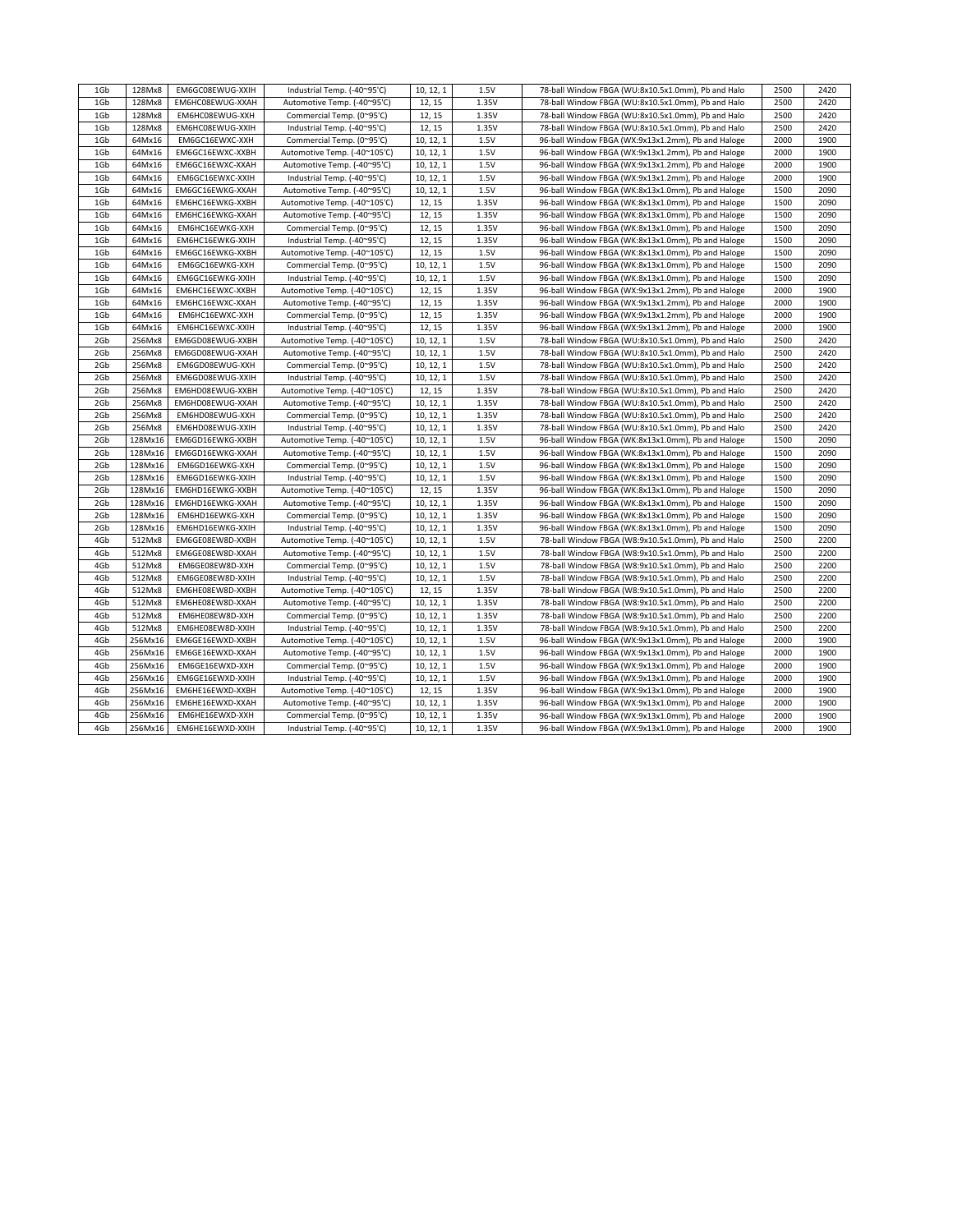| | | | | | | | | |
|---|---|---|---|---|---|---|---|---|
| 1Gb | 128Mx8 | EM6GC08EWUG-XXIH | Industrial Temp. (-40~95'C) | 10, 12, 1 | 1.5V | 78-ball Window FBGA (WU:8x10.5x1.0mm), Pb and Halo | 2500 | 2420 |
| 1Gb | 128Mx8 | EM6HC08EWUG-XXAH | Automotive Temp. (-40~95'C) | 12, 15 | 1.35V | 78-ball Window FBGA (WU:8x10.5x1.0mm), Pb and Halo | 2500 | 2420 |
| 1Gb | 128Mx8 | EM6HC08EWUG-XXH | Commercial Temp. (0~95'C) | 12, 15 | 1.35V | 78-ball Window FBGA (WU:8x10.5x1.0mm), Pb and Halo | 2500 | 2420 |
| 1Gb | 128Mx8 | EM6HC08EWUG-XXIH | Industrial Temp. (-40~95'C) | 12, 15 | 1.35V | 78-ball Window FBGA (WU:8x10.5x1.0mm), Pb and Halo | 2500 | 2420 |
| 1Gb | 64Mx16 | EM6GC16EWXC-XXH | Commercial Temp. (0~95'C) | 10, 12, 1 | 1.5V | 96-ball Window FBGA (WX:9x13x1.2mm), Pb and Haloge | 2000 | 1900 |
| 1Gb | 64Mx16 | EM6GC16EWXC-XXBH | Automotive Temp. (-40~105'C) | 10, 12, 1 | 1.5V | 96-ball Window FBGA (WX:9x13x1.2mm), Pb and Haloge | 2000 | 1900 |
| 1Gb | 64Mx16 | EM6GC16EWXC-XXAH | Automotive Temp. (-40~95'C) | 10, 12, 1 | 1.5V | 96-ball Window FBGA (WX:9x13x1.2mm), Pb and Haloge | 2000 | 1900 |
| 1Gb | 64Mx16 | EM6GC16EWXC-XXIH | Industrial Temp. (-40~95'C) | 10, 12, 1 | 1.5V | 96-ball Window FBGA (WX:9x13x1.2mm), Pb and Haloge | 2000 | 1900 |
| 1Gb | 64Mx16 | EM6GC16EWKG-XXAH | Automotive Temp. (-40~95'C) | 10, 12, 1 | 1.5V | 96-ball Window FBGA (WK:8x13x1.0mm), Pb and Haloge | 1500 | 2090 |
| 1Gb | 64Mx16 | EM6HC16EWKG-XXBH | Automotive Temp. (-40~105'C) | 12, 15 | 1.35V | 96-ball Window FBGA (WK:8x13x1.0mm), Pb and Haloge | 1500 | 2090 |
| 1Gb | 64Mx16 | EM6HC16EWKG-XXAH | Automotive Temp. (-40~95'C) | 12, 15 | 1.35V | 96-ball Window FBGA (WK:8x13x1.0mm), Pb and Haloge | 1500 | 2090 |
| 1Gb | 64Mx16 | EM6HC16EWKG-XXH | Commercial Temp. (0~95'C) | 12, 15 | 1.35V | 96-ball Window FBGA (WK:8x13x1.0mm), Pb and Haloge | 1500 | 2090 |
| 1Gb | 64Mx16 | EM6HC16EWKG-XXIH | Industrial Temp. (-40~95'C) | 12, 15 | 1.35V | 96-ball Window FBGA (WK:8x13x1.0mm), Pb and Haloge | 1500 | 2090 |
| 1Gb | 64Mx16 | EM6GC16EWKG-XXBH | Automotive Temp. (-40~105'C) | 12, 15 | 1.5V | 96-ball Window FBGA (WK:8x13x1.0mm), Pb and Haloge | 1500 | 2090 |
| 1Gb | 64Mx16 | EM6GC16EWKG-XXH | Commercial Temp. (0~95'C) | 10, 12, 1 | 1.5V | 96-ball Window FBGA (WK:8x13x1.0mm), Pb and Haloge | 1500 | 2090 |
| 1Gb | 64Mx16 | EM6GC16EWKG-XXIH | Industrial Temp. (-40~95'C) | 10, 12, 1 | 1.5V | 96-ball Window FBGA (WK:8x13x1.0mm), Pb and Haloge | 1500 | 2090 |
| 1Gb | 64Mx16 | EM6HC16EWXC-XXBH | Automotive Temp. (-40~105'C) | 12, 15 | 1.35V | 96-ball Window FBGA (WX:9x13x1.2mm), Pb and Haloge | 2000 | 1900 |
| 1Gb | 64Mx16 | EM6HC16EWXC-XXAH | Automotive Temp. (-40~95'C) | 12, 15 | 1.35V | 96-ball Window FBGA (WX:9x13x1.2mm), Pb and Haloge | 2000 | 1900 |
| 1Gb | 64Mx16 | EM6HC16EWXC-XXH | Commercial Temp. (0~95'C) | 12, 15 | 1.35V | 96-ball Window FBGA (WX:9x13x1.2mm), Pb and Haloge | 2000 | 1900 |
| 1Gb | 64Mx16 | EM6HC16EWXC-XXIH | Industrial Temp. (-40~95'C) | 12, 15 | 1.35V | 96-ball Window FBGA (WX:9x13x1.2mm), Pb and Haloge | 2000 | 1900 |
| 2Gb | 256Mx8 | EM6GD08EWUG-XXBH | Automotive Temp. (-40~105'C) | 10, 12, 1 | 1.5V | 78-ball Window FBGA (WU:8x10.5x1.0mm), Pb and Halo | 2500 | 2420 |
| 2Gb | 256Mx8 | EM6GD08EWUG-XXAH | Automotive Temp. (-40~95'C) | 10, 12, 1 | 1.5V | 78-ball Window FBGA (WU:8x10.5x1.0mm), Pb and Halo | 2500 | 2420 |
| 2Gb | 256Mx8 | EM6GD08EWUG-XXH | Commercial Temp. (0~95'C) | 10, 12, 1 | 1.5V | 78-ball Window FBGA (WU:8x10.5x1.0mm), Pb and Halo | 2500 | 2420 |
| 2Gb | 256Mx8 | EM6GD08EWUG-XXIH | Industrial Temp. (-40~95'C) | 10, 12, 1 | 1.5V | 78-ball Window FBGA (WU:8x10.5x1.0mm), Pb and Halo | 2500 | 2420 |
| 2Gb | 256Mx8 | EM6HD08EWUG-XXBH | Automotive Temp. (-40~105'C) | 12, 15 | 1.35V | 78-ball Window FBGA (WU:8x10.5x1.0mm), Pb and Halo | 2500 | 2420 |
| 2Gb | 256Mx8 | EM6HD08EWUG-XXAH | Automotive Temp. (-40~95'C) | 10, 12, 1 | 1.35V | 78-ball Window FBGA (WU:8x10.5x1.0mm), Pb and Halo | 2500 | 2420 |
| 2Gb | 256Mx8 | EM6HD08EWUG-XXH | Commercial Temp. (0~95'C) | 10, 12, 1 | 1.35V | 78-ball Window FBGA (WU:8x10.5x1.0mm), Pb and Halo | 2500 | 2420 |
| 2Gb | 256Mx8 | EM6HD08EWUG-XXIH | Industrial Temp. (-40~95'C) | 10, 12, 1 | 1.35V | 78-ball Window FBGA (WU:8x10.5x1.0mm), Pb and Halo | 2500 | 2420 |
| 2Gb | 128Mx16 | EM6GD16EWKG-XXBH | Automotive Temp. (-40~105'C) | 10, 12, 1 | 1.5V | 96-ball Window FBGA (WK:8x13x1.0mm), Pb and Haloge | 1500 | 2090 |
| 2Gb | 128Mx16 | EM6GD16EWKG-XXAH | Automotive Temp. (-40~95'C) | 10, 12, 1 | 1.5V | 96-ball Window FBGA (WK:8x13x1.0mm), Pb and Haloge | 1500 | 2090 |
| 2Gb | 128Mx16 | EM6GD16EWKG-XXH | Commercial Temp. (0~95'C) | 10, 12, 1 | 1.5V | 96-ball Window FBGA (WK:8x13x1.0mm), Pb and Haloge | 1500 | 2090 |
| 2Gb | 128Mx16 | EM6GD16EWKG-XXIH | Industrial Temp. (-40~95'C) | 10, 12, 1 | 1.5V | 96-ball Window FBGA (WK:8x13x1.0mm), Pb and Haloge | 1500 | 2090 |
| 2Gb | 128Mx16 | EM6HD16EWKG-XXBH | Automotive Temp. (-40~105'C) | 10, 12, 1 | 1.35V | 96-ball Window FBGA (WK:8x13x1.0mm), Pb and Haloge | 1500 | 2090 |
| 2Gb | 128Mx16 | EM6HD16EWKG-XXAH | Automotive Temp. (-40~95'C) | 10, 12, 1 | 1.35V | 96-ball Window FBGA (WK:8x13x1.0mm), Pb and Haloge | 1500 | 2090 |
| 2Gb | 128Mx16 | EM6HD16EWKG-XXH | Commercial Temp. (0~95'C) | 10, 12, 1 | 1.35V | 96-ball Window FBGA (WK:8x13x1.0mm), Pb and Haloge | 1500 | 2090 |
| 2Gb | 128Mx16 | EM6HD16EWKG-XXIH | Industrial Temp. (-40~95'C) | 10, 12, 1 | 1.35V | 96-ball Window FBGA (WK:8x13x1.0mm), Pb and Haloge | 1500 | 2090 |
| 4Gb | 512Mx8 | EM6GE08EW8D-XXBH | Automotive Temp. (-40~105'C) | 10, 12, 1 | 1.5V | 78-ball Window FBGA (W8:9x10.5x1.0mm), Pb and Halo | 2500 | 2200 |
| 4Gb | 512Mx8 | EM6GE08EW8D-XXAH | Automotive Temp. (-40~95'C) | 10, 12, 1 | 1.5V | 78-ball Window FBGA (W8:9x10.5x1.0mm), Pb and Halo | 2500 | 2200 |
| 4Gb | 512Mx8 | EM6GE08EW8D-XXH | Commercial Temp. (0~95'C) | 10, 12, 1 | 1.5V | 78-ball Window FBGA (W8:9x10.5x1.0mm), Pb and Halo | 2500 | 2200 |
| 4Gb | 512Mx8 | EM6GE08EW8D-XXIH | Industrial Temp. (-40~95'C) | 10, 12, 1 | 1.5V | 78-ball Window FBGA (W8:9x10.5x1.0mm), Pb and Halo | 2500 | 2200 |
| 4Gb | 512Mx8 | EM6HE08EW8D-XXBH | Automotive Temp. (-40~105'C) | 12, 15 | 1.35V | 78-ball Window FBGA (W8:9x10.5x1.0mm), Pb and Halo | 2500 | 2200 |
| 4Gb | 512Mx8 | EM6HE08EW8D-XXAH | Automotive Temp. (-40~95'C) | 10, 12, 1 | 1.35V | 78-ball Window FBGA (W8:9x10.5x1.0mm), Pb and Halo | 2500 | 2200 |
| 4Gb | 512Mx8 | EM6HE08EW8D-XXH | Commercial Temp. (0~95'C) | 10, 12, 1 | 1.35V | 78-ball Window FBGA (W8:9x10.5x1.0mm), Pb and Halo | 2500 | 2200 |
| 4Gb | 512Mx8 | EM6HE08EW8D-XXIH | Industrial Temp. (-40~95'C) | 10, 12, 1 | 1.35V | 78-ball Window FBGA (W8:9x10.5x1.0mm), Pb and Halo | 2500 | 2200 |
| 4Gb | 256Mx16 | EM6GE16EWXD-XXBH | Automotive Temp. (-40~105'C) | 10, 12, 1 | 1.5V | 96-ball Window FBGA (WX:9x13x1.0mm), Pb and Haloge | 2000 | 1900 |
| 4Gb | 256Mx16 | EM6GE16EWXD-XXAH | Automotive Temp. (-40~95'C) | 10, 12, 1 | 1.5V | 96-ball Window FBGA (WX:9x13x1.0mm), Pb and Haloge | 2000 | 1900 |
| 4Gb | 256Mx16 | EM6GE16EWXD-XXH | Commercial Temp. (0~95'C) | 10, 12, 1 | 1.5V | 96-ball Window FBGA (WX:9x13x1.0mm), Pb and Haloge | 2000 | 1900 |
| 4Gb | 256Mx16 | EM6GE16EWXD-XXIH | Industrial Temp. (-40~95'C) | 10, 12, 1 | 1.5V | 96-ball Window FBGA (WX:9x13x1.0mm), Pb and Haloge | 2000 | 1900 |
| 4Gb | 256Mx16 | EM6HE16EWXD-XXBH | Automotive Temp. (-40~105'C) | 12, 15 | 1.35V | 96-ball Window FBGA (WX:9x13x1.0mm), Pb and Haloge | 2000 | 1900 |
| 4Gb | 256Mx16 | EM6HE16EWXD-XXAH | Automotive Temp. (-40~95'C) | 10, 12, 1 | 1.35V | 96-ball Window FBGA (WX:9x13x1.0mm), Pb and Haloge | 2000 | 1900 |
| 4Gb | 256Mx16 | EM6HE16EWXD-XXH | Commercial Temp. (0~95'C) | 10, 12, 1 | 1.35V | 96-ball Window FBGA (WX:9x13x1.0mm), Pb and Haloge | 2000 | 1900 |
| 4Gb | 256Mx16 | EM6HE16EWXD-XXIH | Industrial Temp. (-40~95'C) | 10, 12, 1 | 1.35V | 96-ball Window FBGA (WX:9x13x1.0mm), Pb and Haloge | 2000 | 1900 |